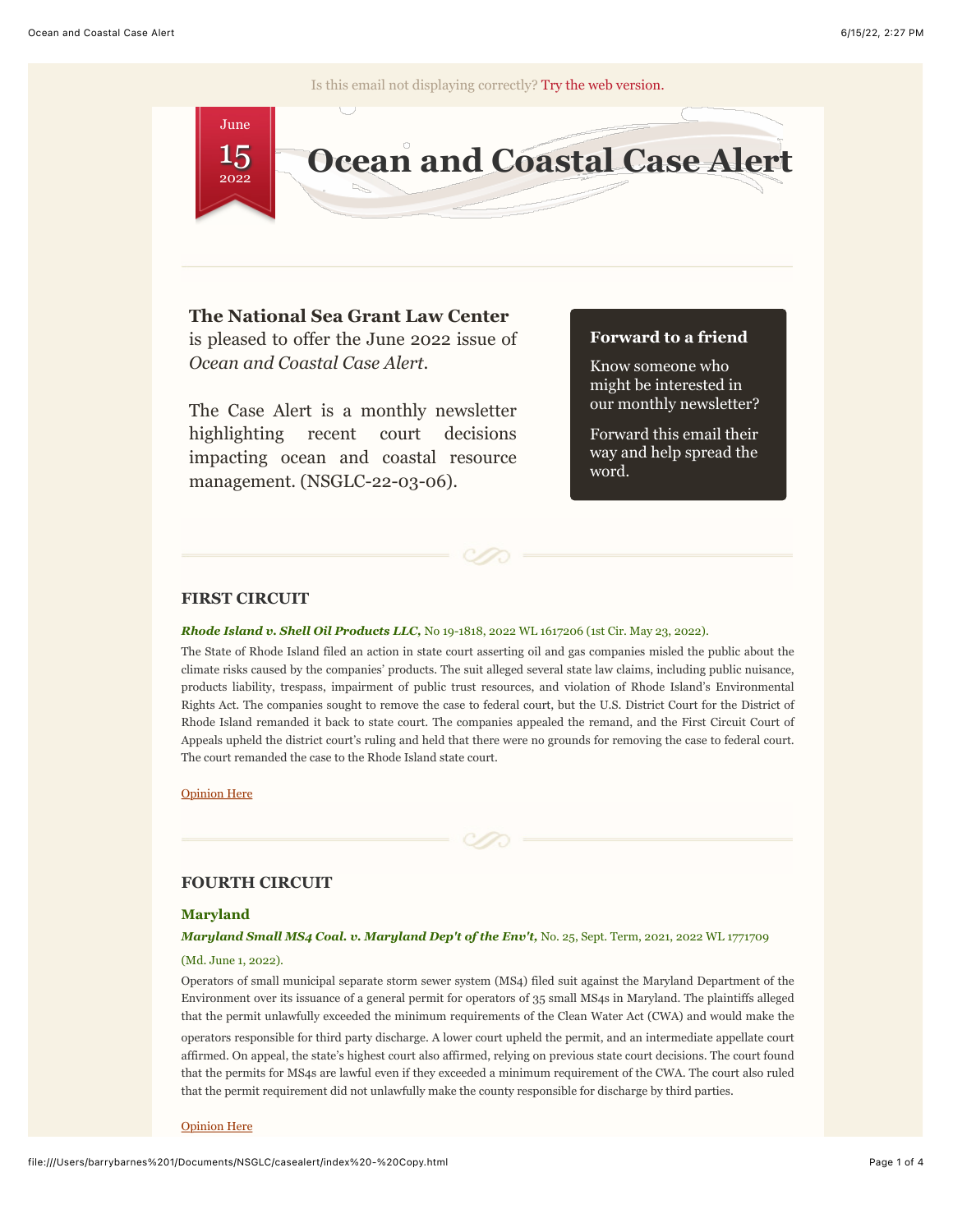Is this email not displaying correctly? Try the web version.

June 15 2022

# Ocean and Coastal Case Alert

**The National Sea Grant Law Center** is pleased to offer the June 2022 issue of *Ocean and Coastal Case Alert*.

The Case Alert is a monthly newsletter highlighting recent court decisions impacting ocean and coastal resource management. (NSGLC-22-03-06).

**Forward to a friend**

Know someone who might be interested in our monthly newsletter?

Forward this email their way and help spread the word.

## FIRST CIRCUIT

***Rhode Island v. Shell Oil Products LLC,*** No 19-1818, 2022 WL 1617206 (1st Cir. May 23, 2022).

The State of Rhode Island filed an action in state court asserting oil and gas companies misled the public about the climate risks caused by the companies' products. The suit alleged several state law claims, including public nuisance, products liability, trespass, impairment of public trust resources, and violation of Rhode Island's Environmental Rights Act. The companies sought to remove the case to federal court, but the U.S. District Court for the District of Rhode Island remanded it back to state court. The companies appealed the remand, and the First Circuit Court of Appeals upheld the district court's ruling and held that there were no grounds for removing the case to federal court. The court remanded the case to the Rhode Island state court.

Opinion Here

## FOURTH CIRCUIT

### Maryland

***Maryland Small MS4 Coal. v. Maryland Dep't of the Env't,*** No. 25, Sept. Term, 2021, 2022 WL 1771709 (Md. June 1, 2022).

Operators of small municipal separate storm sewer system (MS4) filed suit against the Maryland Department of the Environment over its issuance of a general permit for operators of 35 small MS4s in Maryland. The plaintiffs alleged that the permit unlawfully exceeded the minimum requirements of the Clean Water Act (CWA) and would make the operators responsible for third party discharge. A lower court upheld the permit, and an intermediate appellate court affirmed. On appeal, the state's highest court also affirmed, relying on previous state court decisions. The court found that the permits for MS4s are lawful even if they exceeded a minimum requirement of the CWA. The court also ruled that the permit requirement did not unlawfully make the county responsible for discharge by third parties.

Opinion Here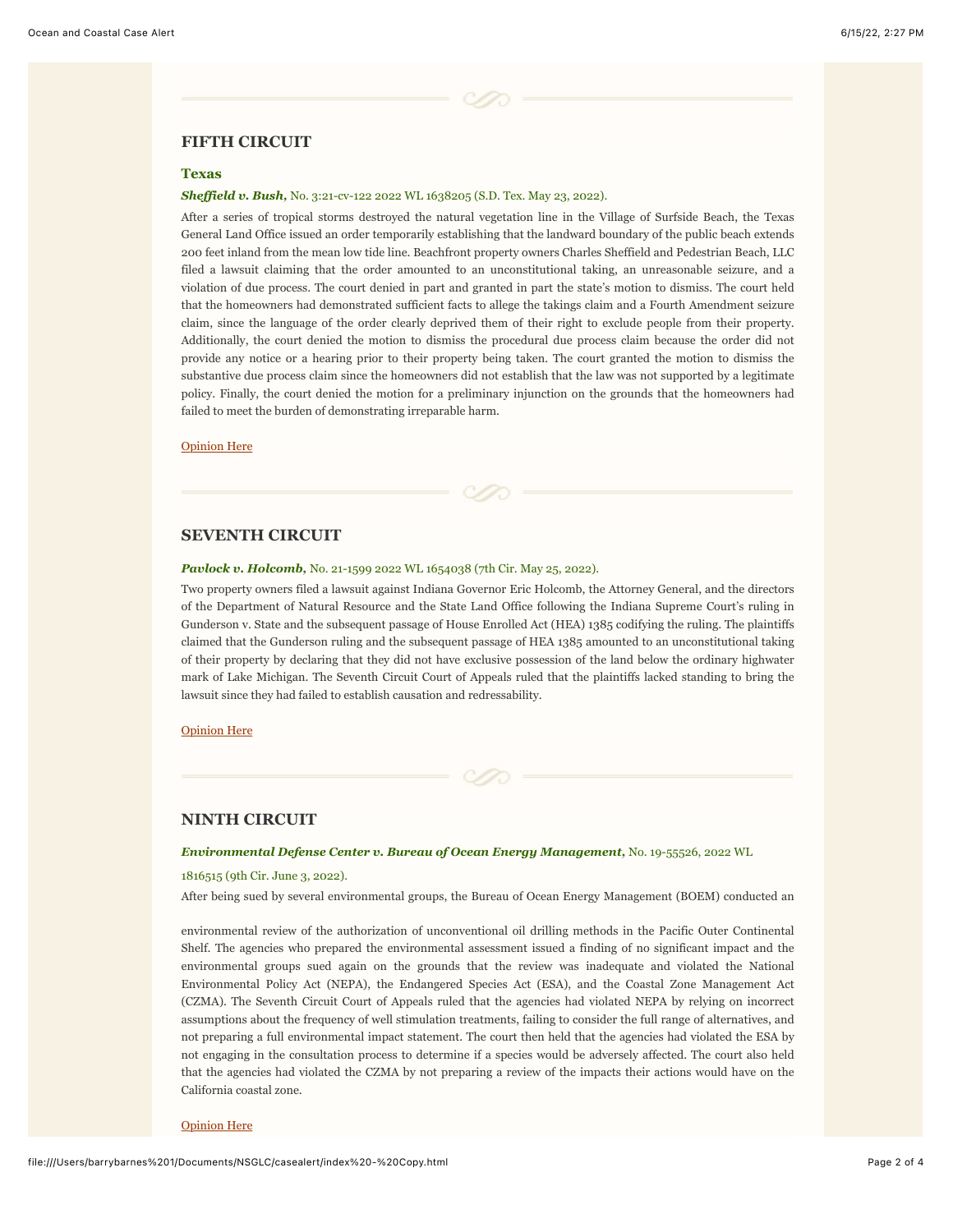## FIFTH CIRCUIT

### Texas

***Sheffield v. Bush,*** No. 3:21-cv-122 2022 WL 1638205 (S.D. Tex. May 23, 2022).

After a series of tropical storms destroyed the natural vegetation line in the Village of Surfside Beach, the Texas General Land Office issued an order temporarily establishing that the landward boundary of the public beach extends 200 feet inland from the mean low tide line. Beachfront property owners Charles Sheffield and Pedestrian Beach, LLC filed a lawsuit claiming that the order amounted to an unconstitutional taking, an unreasonable seizure, and a violation of due process. The court denied in part and granted in part the state's motion to dismiss. The court held that the homeowners had demonstrated sufficient facts to allege the takings claim and a Fourth Amendment seizure claim, since the language of the order clearly deprived them of their right to exclude people from their property. Additionally, the court denied the motion to dismiss the procedural due process claim because the order did not provide any notice or a hearing prior to their property being taken. The court granted the motion to dismiss the substantive due process claim since the homeowners did not establish that the law was not supported by a legitimate policy. Finally, the court denied the motion for a preliminary injunction on the grounds that the homeowners had failed to meet the burden of demonstrating irreparable harm.

Opinion Here

## SEVENTH CIRCUIT

***Pavlock v. Holcomb,*** No. 21-1599 2022 WL 1654038 (7th Cir. May 25, 2022).

Two property owners filed a lawsuit against Indiana Governor Eric Holcomb, the Attorney General, and the directors of the Department of Natural Resource and the State Land Office following the Indiana Supreme Court's ruling in Gunderson v. State and the subsequent passage of House Enrolled Act (HEA) 1385 codifying the ruling. The plaintiffs claimed that the Gunderson ruling and the subsequent passage of HEA 1385 amounted to an unconstitutional taking of their property by declaring that they did not have exclusive possession of the land below the ordinary highwater mark of Lake Michigan. The Seventh Circuit Court of Appeals ruled that the plaintiffs lacked standing to bring the lawsuit since they had failed to establish causation and redressability.

Opinion Here

## NINTH CIRCUIT

***Environmental Defense Center v. Bureau of Ocean Energy Management,*** No. 19-55526, 2022 WL 1816515 (9th Cir. June 3, 2022).

After being sued by several environmental groups, the Bureau of Ocean Energy Management (BOEM) conducted an environmental review of the authorization of unconventional oil drilling methods in the Pacific Outer Continental Shelf. The agencies who prepared the environmental assessment issued a finding of no significant impact and the environmental groups sued again on the grounds that the review was inadequate and violated the National Environmental Policy Act (NEPA), the Endangered Species Act (ESA), and the Coastal Zone Management Act (CZMA). The Seventh Circuit Court of Appeals ruled that the agencies had violated NEPA by relying on incorrect assumptions about the frequency of well stimulation treatments, failing to consider the full range of alternatives, and not preparing a full environmental impact statement. The court then held that the agencies had violated the ESA by not engaging in the consultation process to determine if a species would be adversely affected. The court also held that the agencies had violated the CZMA by not preparing a review of the impacts their actions would have on the California coastal zone.

Opinion Here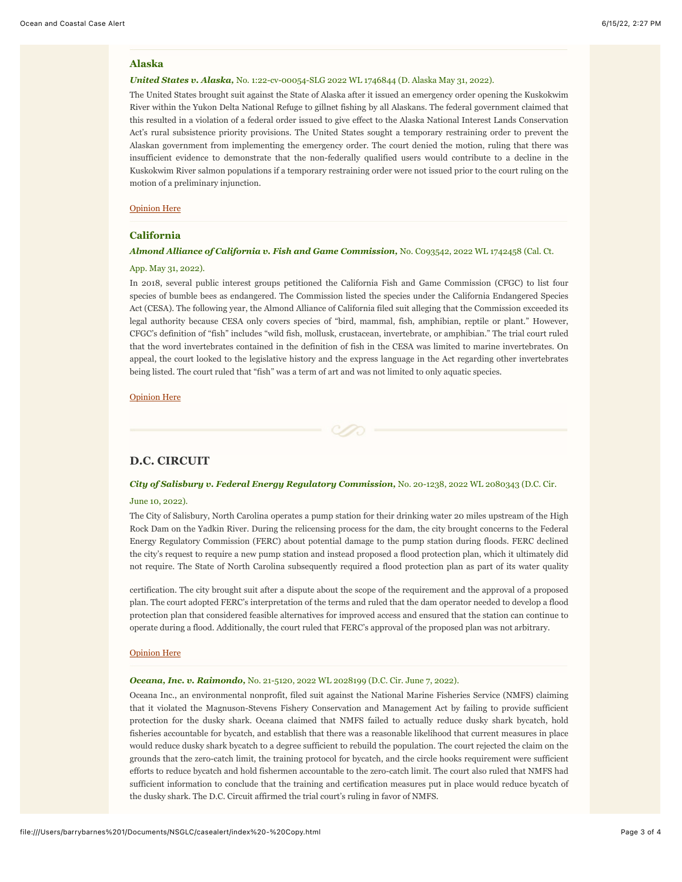## Alaska

***United States v. Alaska,*** No. 1:22-cv-00054-SLG 2022 WL 1746844 (D. Alaska May 31, 2022).

The United States brought suit against the State of Alaska after it issued an emergency order opening the Kuskokwim River within the Yukon Delta National Refuge to gillnet fishing by all Alaskans. The federal government claimed that this resulted in a violation of a federal order issued to give effect to the Alaska National Interest Lands Conservation Act's rural subsistence priority provisions. The United States sought a temporary restraining order to prevent the Alaskan government from implementing the emergency order. The court denied the motion, ruling that there was insufficient evidence to demonstrate that the non-federally qualified users would contribute to a decline in the Kuskokwim River salmon populations if a temporary restraining order were not issued prior to the court ruling on the motion of a preliminary injunction.

Opinion Here

## California

***Almond Alliance of California v. Fish and Game Commission,*** No. C093542, 2022 WL 1742458 (Cal. Ct. App. May 31, 2022).

In 2018, several public interest groups petitioned the California Fish and Game Commission (CFGC) to list four species of bumble bees as endangered. The Commission listed the species under the California Endangered Species Act (CESA). The following year, the Almond Alliance of California filed suit alleging that the Commission exceeded its legal authority because CESA only covers species of "bird, mammal, fish, amphibian, reptile or plant." However, CFGC's definition of "fish" includes "wild fish, mollusk, crustacean, invertebrate, or amphibian." The trial court ruled that the word invertebrates contained in the definition of fish in the CESA was limited to marine invertebrates. On appeal, the court looked to the legislative history and the express language in the Act regarding other invertebrates being listed. The court ruled that "fish" was a term of art and was not limited to only aquatic species.

Opinion Here

# D.C. CIRCUIT

***City of Salisbury v. Federal Energy Regulatory Commission,*** No. 20-1238, 2022 WL 2080343 (D.C. Cir. June 10, 2022).

The City of Salisbury, North Carolina operates a pump station for their drinking water 20 miles upstream of the High Rock Dam on the Yadkin River. During the relicensing process for the dam, the city brought concerns to the Federal Energy Regulatory Commission (FERC) about potential damage to the pump station during floods. FERC declined the city's request to require a new pump station and instead proposed a flood protection plan, which it ultimately did not require. The State of North Carolina subsequently required a flood protection plan as part of its water quality certification. The city brought suit after a dispute about the scope of the requirement and the approval of a proposed plan. The court adopted FERC's interpretation of the terms and ruled that the dam operator needed to develop a flood protection plan that considered feasible alternatives for improved access and ensured that the station can continue to operate during a flood. Additionally, the court ruled that FERC's approval of the proposed plan was not arbitrary.

Opinion Here

***Oceana, Inc. v. Raimondo,*** No. 21-5120, 2022 WL 2028199 (D.C. Cir. June 7, 2022).

Oceana Inc., an environmental nonprofit, filed suit against the National Marine Fisheries Service (NMFS) claiming that it violated the Magnuson-Stevens Fishery Conservation and Management Act by failing to provide sufficient protection for the dusky shark. Oceana claimed that NMFS failed to actually reduce dusky shark bycatch, hold fisheries accountable for bycatch, and establish that there was a reasonable likelihood that current measures in place would reduce dusky shark bycatch to a degree sufficient to rebuild the population. The court rejected the claim on the grounds that the zero-catch limit, the training protocol for bycatch, and the circle hooks requirement were sufficient efforts to reduce bycatch and hold fishermen accountable to the zero-catch limit. The court also ruled that NMFS had sufficient information to conclude that the training and certification measures put in place would reduce bycatch of the dusky shark. The D.C. Circuit affirmed the trial court's ruling in favor of NMFS.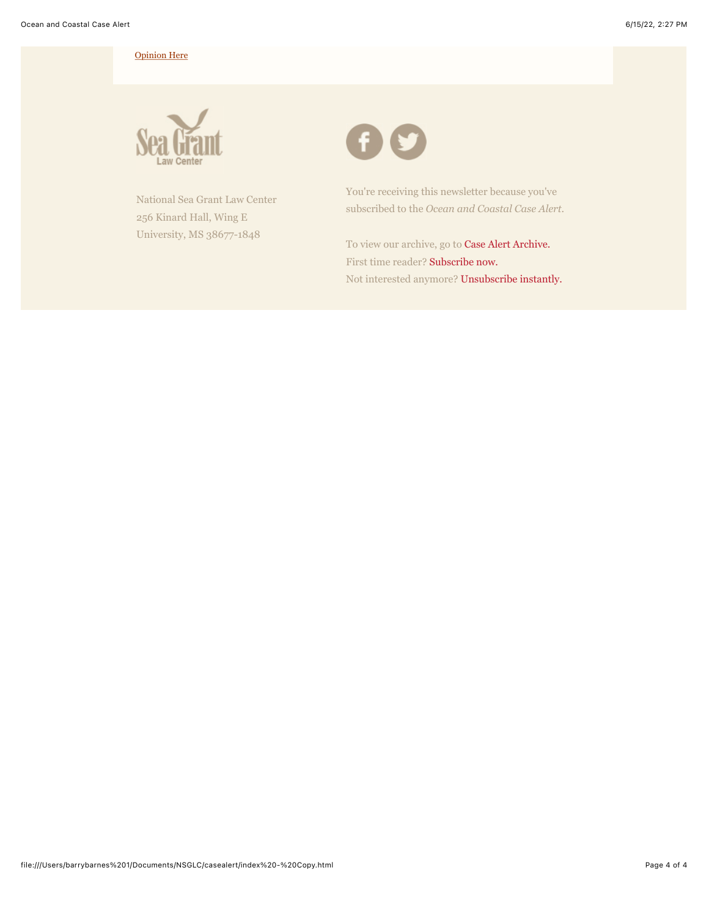Opinion Here

Sea Grant Law Center

National Sea Grant Law Center
256 Kinard Hall, Wing E
University, MS 38677-1848

You're receiving this newsletter because you've subscribed to the *Ocean and Coastal Case Alert*.

To view our archive, go to Case Alert Archive.
First time reader? Subscribe now.
Not interested anymore? Unsubscribe instantly.